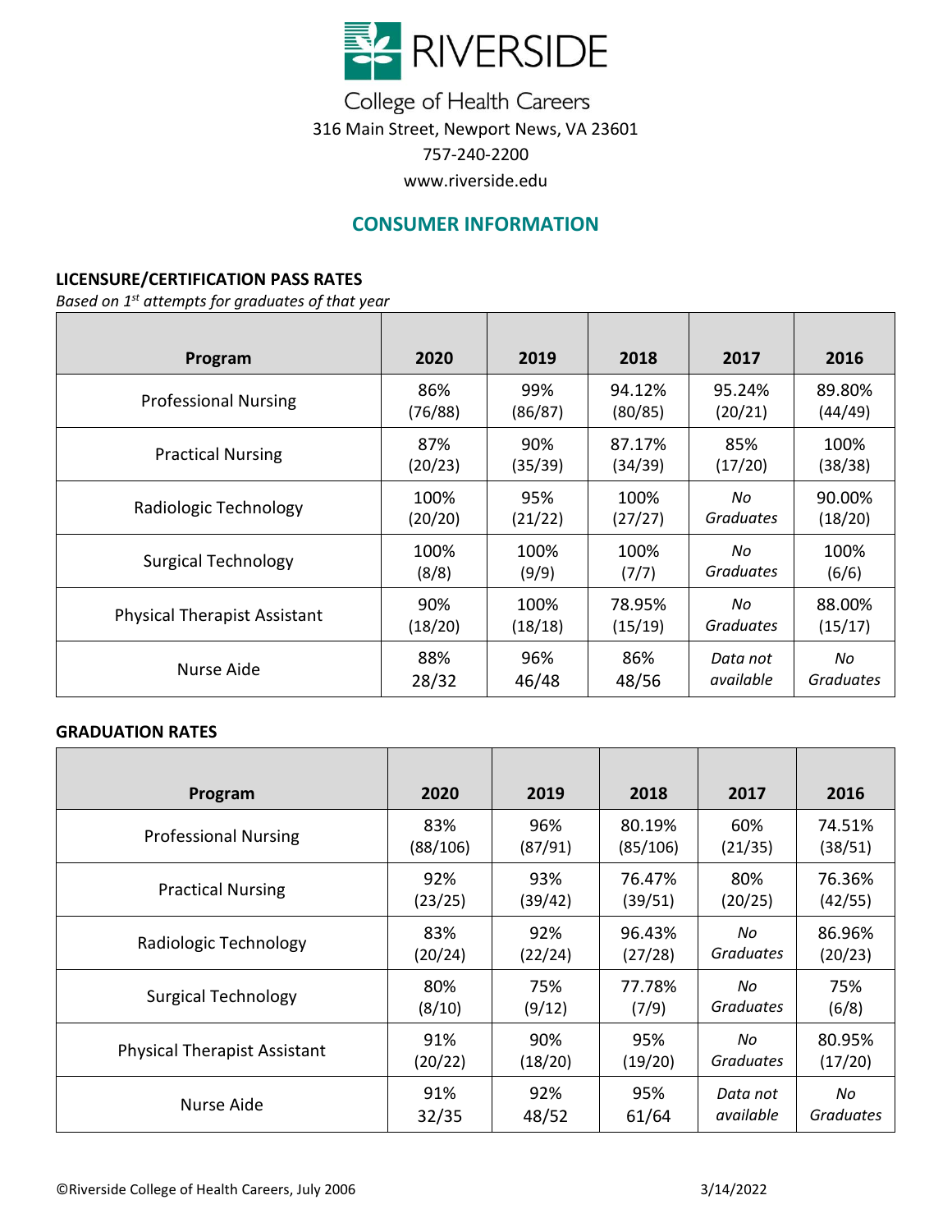# RIVERSIDE

College of Health Careers
316 Main Street, Newport News, VA 23601
757-240-2200
www.riverside.edu

## CONSUMER INFORMATION

### LICENSURE/CERTIFICATION PASS RATES

*Based on 1st attempts for graduates of that year*

| Program | 2020 | 2019 | 2018 | 2017 | 2016 |
|---|---|---|---|---|---|
| Professional Nursing | 86% (76/88) | 99% (86/87) | 94.12% (80/85) | 95.24% (20/21) | 89.80% (44/49) |
| Practical Nursing | 87% (20/23) | 90% (35/39) | 87.17% (34/39) | 85% (17/20) | 100% (38/38) |
| Radiologic Technology | 100% (20/20) | 95% (21/22) | 100% (27/27) | *No Graduates* | 90.00% (18/20) |
| Surgical Technology | 100% (8/8) | 100% (9/9) | 100% (7/7) | *No Graduates* | 100% (6/6) |
| Physical Therapist Assistant | 90% (18/20) | 100% (18/18) | 78.95% (15/19) | *No Graduates* | 88.00% (15/17) |
| Nurse Aide | 88% 28/32 | 96% 46/48 | 86% 48/56 | *Data not available* | *No Graduates* |

### GRADUATION RATES

| Program | 2020 | 2019 | 2018 | 2017 | 2016 |
|---|---|---|---|---|---|
| Professional Nursing | 83% (88/106) | 96% (87/91) | 80.19% (85/106) | 60% (21/35) | 74.51% (38/51) |
| Practical Nursing | 92% (23/25) | 93% (39/42) | 76.47% (39/51) | 80% (20/25) | 76.36% (42/55) |
| Radiologic Technology | 83% (20/24) | 92% (22/24) | 96.43% (27/28) | *No Graduates* | 86.96% (20/23) |
| Surgical Technology | 80% (8/10) | 75% (9/12) | 77.78% (7/9) | *No Graduates* | 75% (6/8) |
| Physical Therapist Assistant | 91% (20/22) | 90% (18/20) | 95% (19/20) | *No Graduates* | 80.95% (17/20) |
| Nurse Aide | 91% 32/35 | 92% 48/52 | 95% 61/64 | *Data not available* | *No Graduates* |

©Riverside College of Health Careers, July 2006 3/14/2022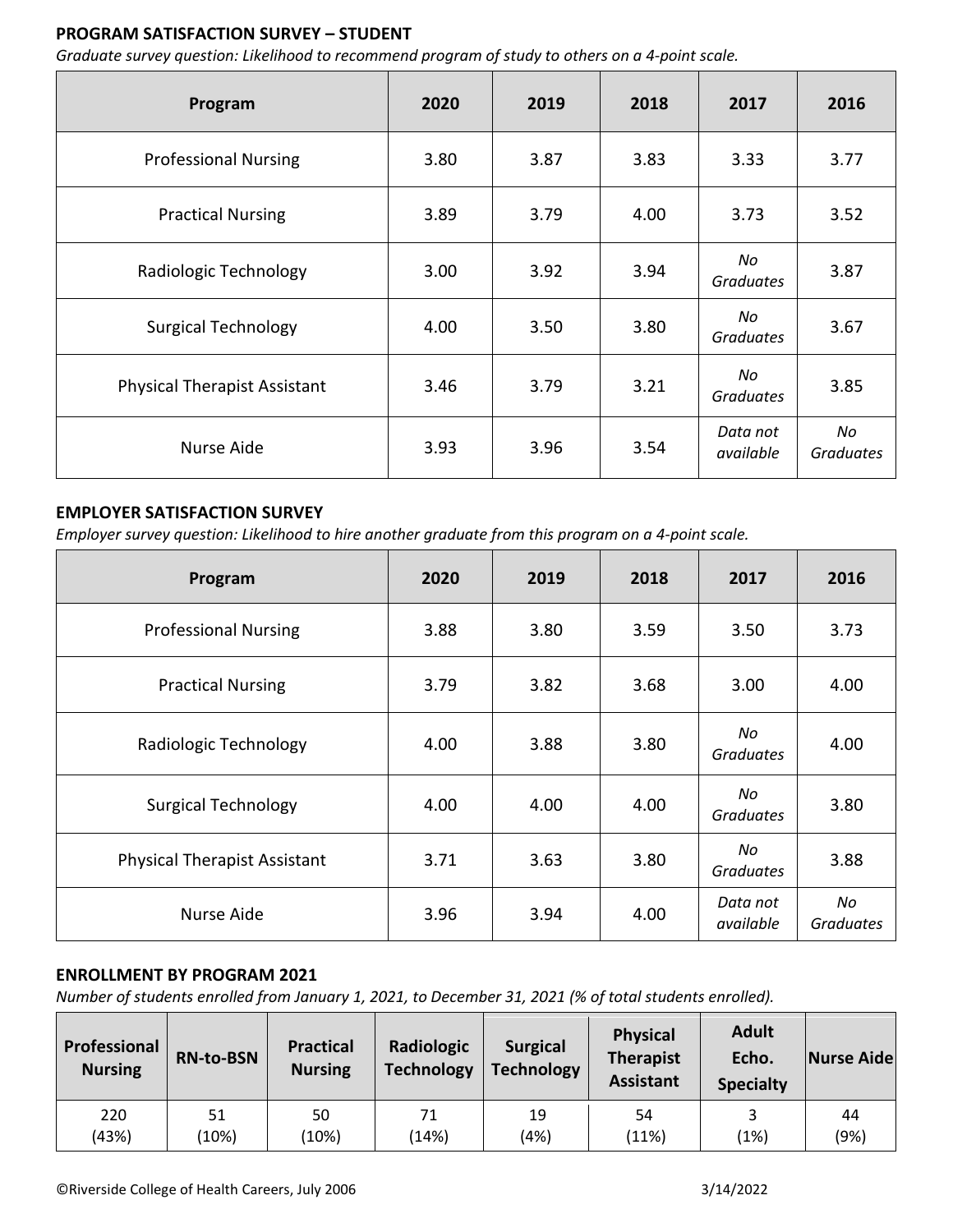**PROGRAM SATISFACTION SURVEY – STUDENT**

*Graduate survey question: Likelihood to recommend program of study to others on a 4-point scale.*

| Program | 2020 | 2019 | 2018 | 2017 | 2016 |
|---|---|---|---|---|---|
| Professional Nursing | 3.80 | 3.87 | 3.83 | 3.33 | 3.77 |
| Practical Nursing | 3.89 | 3.79 | 4.00 | 3.73 | 3.52 |
| Radiologic Technology | 3.00 | 3.92 | 3.94 | *No Graduates* | 3.87 |
| Surgical Technology | 4.00 | 3.50 | 3.80 | *No Graduates* | 3.67 |
| Physical Therapist Assistant | 3.46 | 3.79 | 3.21 | *No Graduates* | 3.85 |
| Nurse Aide | 3.93 | 3.96 | 3.54 | *Data not available* | *No Graduates* |

**EMPLOYER SATISFACTION SURVEY**

*Employer survey question: Likelihood to hire another graduate from this program on a 4-point scale.*

| Program | 2020 | 2019 | 2018 | 2017 | 2016 |
|---|---|---|---|---|---|
| Professional Nursing | 3.88 | 3.80 | 3.59 | 3.50 | 3.73 |
| Practical Nursing | 3.79 | 3.82 | 3.68 | 3.00 | 4.00 |
| Radiologic Technology | 4.00 | 3.88 | 3.80 | *No Graduates* | 4.00 |
| Surgical Technology | 4.00 | 4.00 | 4.00 | *No Graduates* | 3.80 |
| Physical Therapist Assistant | 3.71 | 3.63 | 3.80 | *No Graduates* | 3.88 |
| Nurse Aide | 3.96 | 3.94 | 4.00 | *Data not available* | *No Graduates* |

**ENROLLMENT BY PROGRAM 2021**

*Number of students enrolled from January 1, 2021, to December 31, 2021 (% of total students enrolled).*

| Professional Nursing | RN-to-BSN | Practical Nursing | Radiologic Technology | Surgical Technology | Physical Therapist Assistant | Adult Echo. Specialty | Nurse Aide |
|---|---|---|---|---|---|---|---|
| 220 (43%) | 51 (10%) | 50 (10%) | 71 (14%) | 19 (4%) | 54 (11%) | 3 (1%) | 44 (9%) |

©Riverside College of Health Careers, July 2006 3/14/2022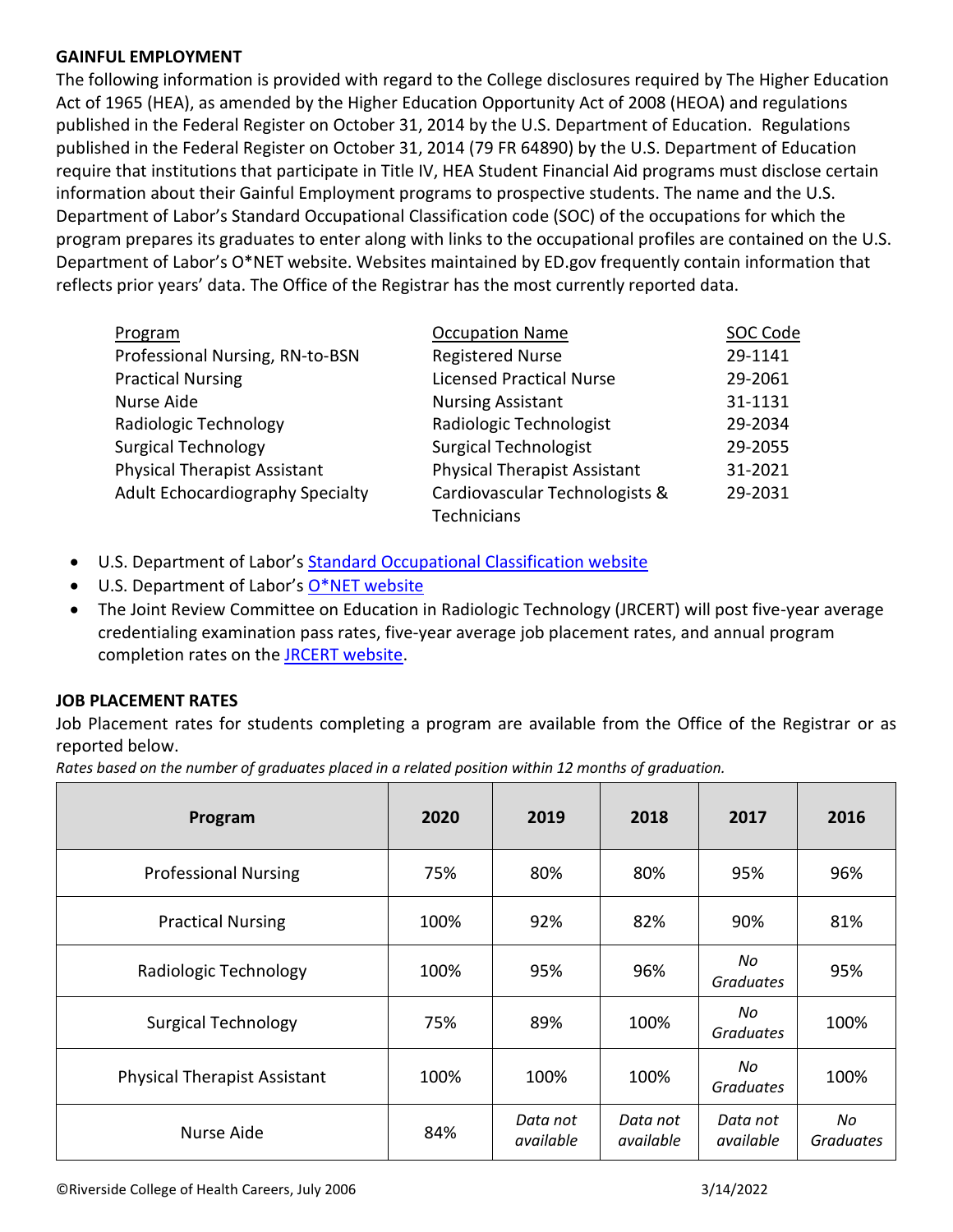## GAINFUL EMPLOYMENT

The following information is provided with regard to the College disclosures required by The Higher Education Act of 1965 (HEA), as amended by the Higher Education Opportunity Act of 2008 (HEOA) and regulations published in the Federal Register on October 31, 2014 by the U.S. Department of Education. Regulations published in the Federal Register on October 31, 2014 (79 FR 64890) by the U.S. Department of Education require that institutions that participate in Title IV, HEA Student Financial Aid programs must disclose certain information about their Gainful Employment programs to prospective students. The name and the U.S. Department of Labor's Standard Occupational Classification code (SOC) of the occupations for which the program prepares its graduates to enter along with links to the occupational profiles are contained on the U.S. Department of Labor's O*NET website. Websites maintained by ED.gov frequently contain information that reflects prior years' data. The Office of the Registrar has the most currently reported data.

| Program | Occupation Name | SOC Code |
|---|---|---|
| Professional Nursing, RN-to-BSN | Registered Nurse | 29-1141 |
| Practical Nursing | Licensed Practical Nurse | 29-2061 |
| Nurse Aide | Nursing Assistant | 31-1131 |
| Radiologic Technology | Radiologic Technologist | 29-2034 |
| Surgical Technology | Surgical Technologist | 29-2055 |
| Physical Therapist Assistant | Physical Therapist Assistant | 31-2021 |
| Adult Echocardiography Specialty | Cardiovascular Technologists & Technicians | 29-2031 |

- U.S. Department of Labor's Standard Occupational Classification website
- U.S. Department of Labor's O*NET website
- The Joint Review Committee on Education in Radiologic Technology (JRCERT) will post five-year average credentialing examination pass rates, five-year average job placement rates, and annual program completion rates on the JRCERT website.

## JOB PLACEMENT RATES

Job Placement rates for students completing a program are available from the Office of the Registrar or as reported below.

*Rates based on the number of graduates placed in a related position within 12 months of graduation.*

| Program | 2020 | 2019 | 2018 | 2017 | 2016 |
|---|---|---|---|---|---|
| Professional Nursing | 75% | 80% | 80% | 95% | 96% |
| Practical Nursing | 100% | 92% | 82% | 90% | 81% |
| Radiologic Technology | 100% | 95% | 96% | *No Graduates* | 95% |
| Surgical Technology | 75% | 89% | 100% | *No Graduates* | 100% |
| Physical Therapist Assistant | 100% | 100% | 100% | *No Graduates* | 100% |
| Nurse Aide | 84% | *Data not available* | *Data not available* | *Data not available* | *No Graduates* |

©Riverside College of Health Careers, July 2006 3/14/2022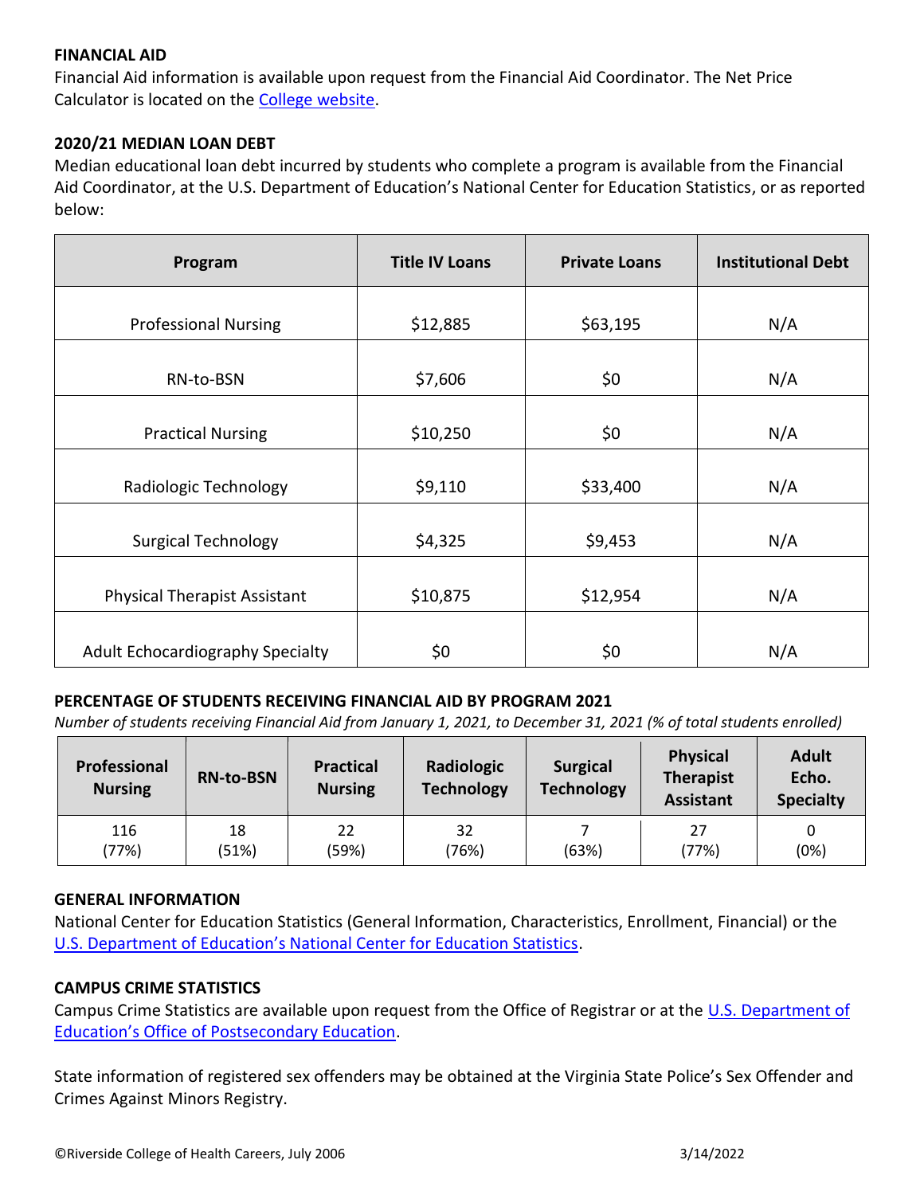## FINANCIAL AID

Financial Aid information is available upon request from the Financial Aid Coordinator. The Net Price Calculator is located on the College website.

## 2020/21 MEDIAN LOAN DEBT

Median educational loan debt incurred by students who complete a program is available from the Financial Aid Coordinator, at the U.S. Department of Education's National Center for Education Statistics, or as reported below:

| Program | Title IV Loans | Private Loans | Institutional Debt |
|---|---|---|---|
| Professional Nursing | $12,885 | $63,195 | N/A |
| RN-to-BSN | $7,606 | $0 | N/A |
| Practical Nursing | $10,250 | $0 | N/A |
| Radiologic Technology | $9,110 | $33,400 | N/A |
| Surgical Technology | $4,325 | $9,453 | N/A |
| Physical Therapist Assistant | $10,875 | $12,954 | N/A |
| Adult Echocardiography Specialty | $0 | $0 | N/A |

## PERCENTAGE OF STUDENTS RECEIVING FINANCIAL AID BY PROGRAM 2021

*Number of students receiving Financial Aid from January 1, 2021, to December 31, 2021 (% of total students enrolled)*

| Professional Nursing | RN-to-BSN | Practical Nursing | Radiologic Technology | Surgical Technology | Physical Therapist Assistant | Adult Echo. Specialty |
|---|---|---|---|---|---|---|
| 116 (77%) | 18 (51%) | 22 (59%) | 32 (76%) | 7 (63%) | 27 (77%) | 0 (0%) |

## GENERAL INFORMATION

National Center for Education Statistics (General Information, Characteristics, Enrollment, Financial) or the U.S. Department of Education's National Center for Education Statistics.

## CAMPUS CRIME STATISTICS

Campus Crime Statistics are available upon request from the Office of Registrar or at the U.S. Department of Education's Office of Postsecondary Education.

State information of registered sex offenders may be obtained at the Virginia State Police's Sex Offender and Crimes Against Minors Registry.

©Riverside College of Health Careers, July 2006 3/14/2022